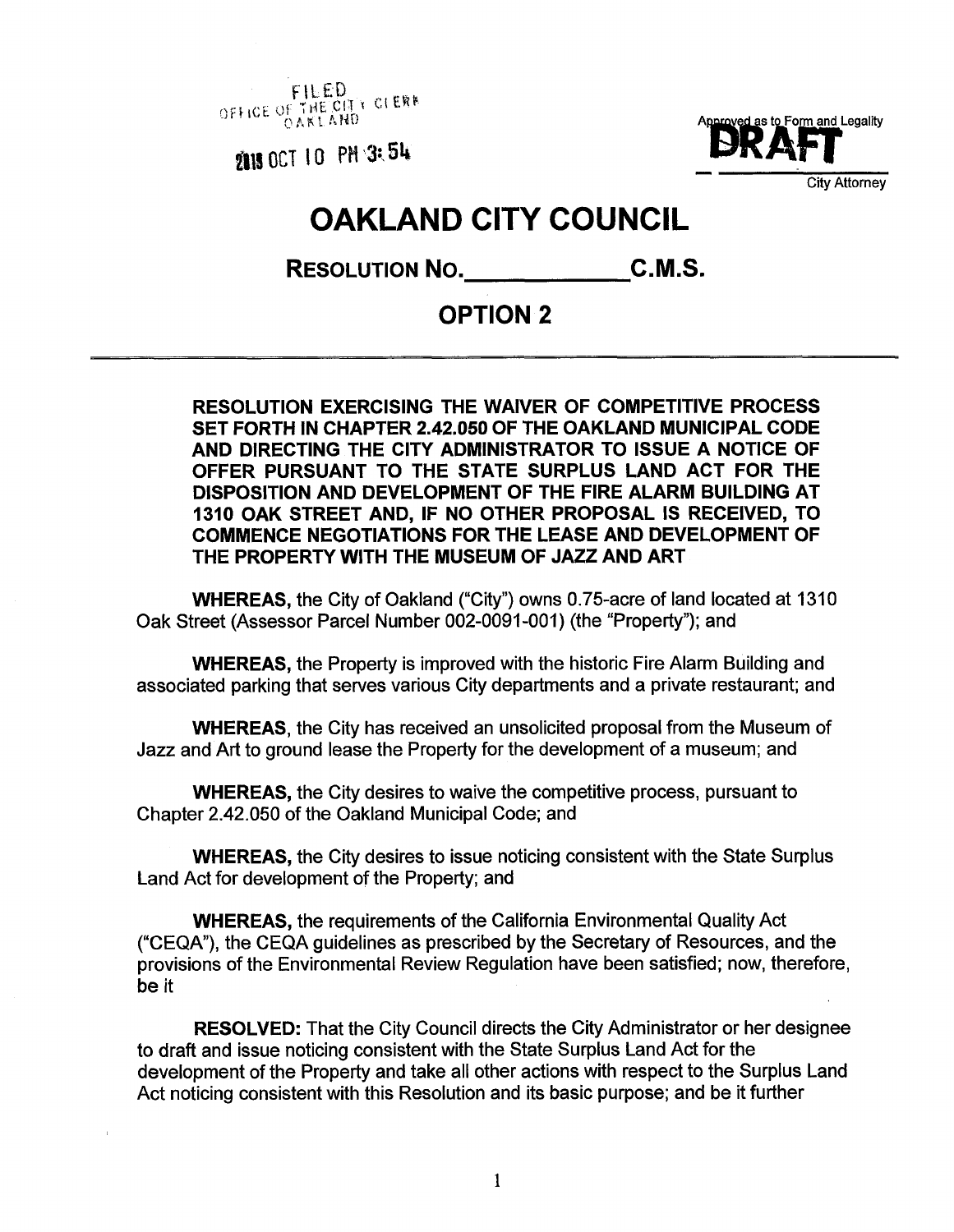FILED
OFFICE OF THE CITY CLERK
OAKLAND

2018 OCT 10 PM 3:54

Approved as to Form and Legality

DRAFT

City Attorney

# OAKLAND CITY COUNCIL

**RESOLUTION NO.\_\_\_\_\_\_\_\_\_\_\_\_\_C.M.S.**

## OPTION 2

---

**RESOLUTION EXERCISING THE WAIVER OF COMPETITIVE PROCESS SET FORTH IN CHAPTER 2.42.050 OF THE OAKLAND MUNICIPAL CODE AND DIRECTING THE CITY ADMINISTRATOR TO ISSUE A NOTICE OF OFFER PURSUANT TO THE STATE SURPLUS LAND ACT FOR THE DISPOSITION AND DEVELOPMENT OF THE FIRE ALARM BUILDING AT 1310 OAK STREET AND, IF NO OTHER PROPOSAL IS RECEIVED, TO COMMENCE NEGOTIATIONS FOR THE LEASE AND DEVELOPMENT OF THE PROPERTY WITH THE MUSEUM OF JAZZ AND ART**

**WHEREAS,** the City of Oakland ("City") owns 0.75-acre of land located at 1310 Oak Street (Assessor Parcel Number 002-0091-001) (the "Property"); and

**WHEREAS,** the Property is improved with the historic Fire Alarm Building and associated parking that serves various City departments and a private restaurant; and

**WHEREAS,** the City has received an unsolicited proposal from the Museum of Jazz and Art to ground lease the Property for the development of a museum; and

**WHEREAS,** the City desires to waive the competitive process, pursuant to Chapter 2.42.050 of the Oakland Municipal Code; and

**WHEREAS,** the City desires to issue noticing consistent with the State Surplus Land Act for development of the Property; and

**WHEREAS,** the requirements of the California Environmental Quality Act ("CEQA"), the CEQA guidelines as prescribed by the Secretary of Resources, and the provisions of the Environmental Review Regulation have been satisfied; now, therefore, be it

**RESOLVED:** That the City Council directs the City Administrator or her designee to draft and issue noticing consistent with the State Surplus Land Act for the development of the Property and take all other actions with respect to the Surplus Land Act noticing consistent with this Resolution and its basic purpose; and be it further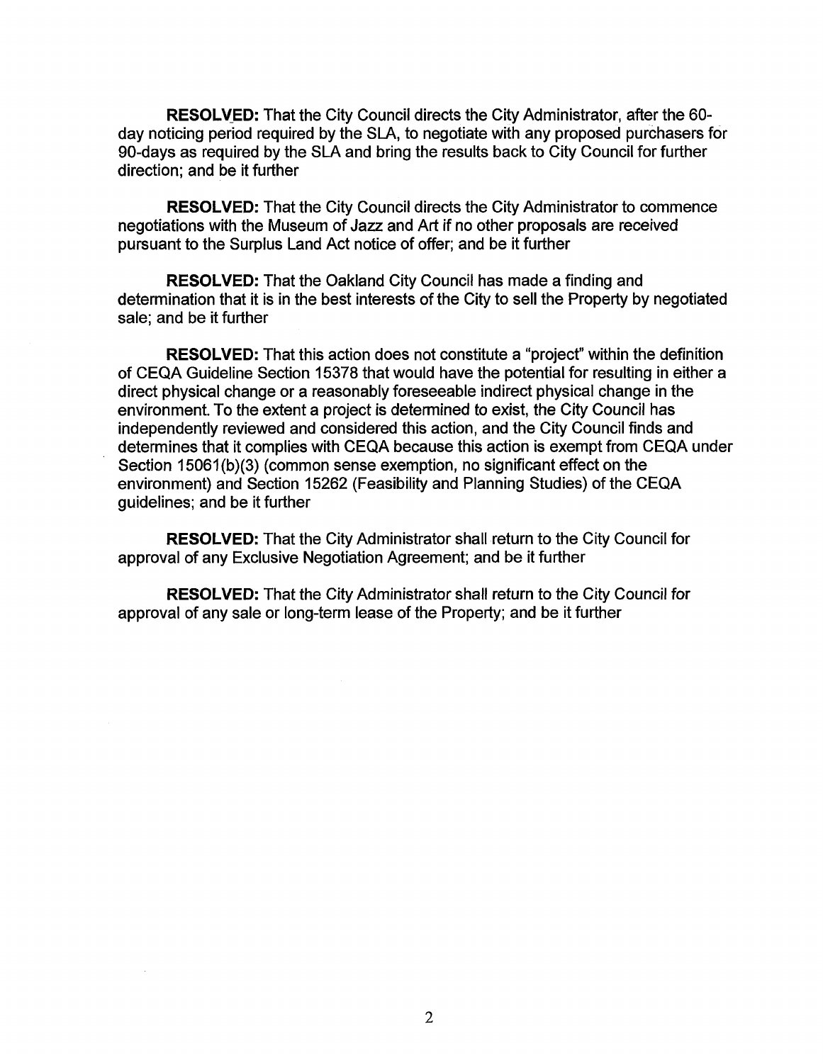**RESOLVED:** That the City Council directs the City Administrator, after the 60-day noticing period required by the SLA, to negotiate with any proposed purchasers for 90-days as required by the SLA and bring the results back to City Council for further direction; and be it further

**RESOLVED:** That the City Council directs the City Administrator to commence negotiations with the Museum of Jazz and Art if no other proposals are received pursuant to the Surplus Land Act notice of offer; and be it further

**RESOLVED:** That the Oakland City Council has made a finding and determination that it is in the best interests of the City to sell the Property by negotiated sale; and be it further

**RESOLVED:** That this action does not constitute a "project" within the definition of CEQA Guideline Section 15378 that would have the potential for resulting in either a direct physical change or a reasonably foreseeable indirect physical change in the environment. To the extent a project is determined to exist, the City Council has independently reviewed and considered this action, and the City Council finds and determines that it complies with CEQA because this action is exempt from CEQA under Section 15061(b)(3) (common sense exemption, no significant effect on the environment) and Section 15262 (Feasibility and Planning Studies) of the CEQA guidelines; and be it further

**RESOLVED:** That the City Administrator shall return to the City Council for approval of any Exclusive Negotiation Agreement; and be it further

**RESOLVED:** That the City Administrator shall return to the City Council for approval of any sale or long-term lease of the Property; and be it further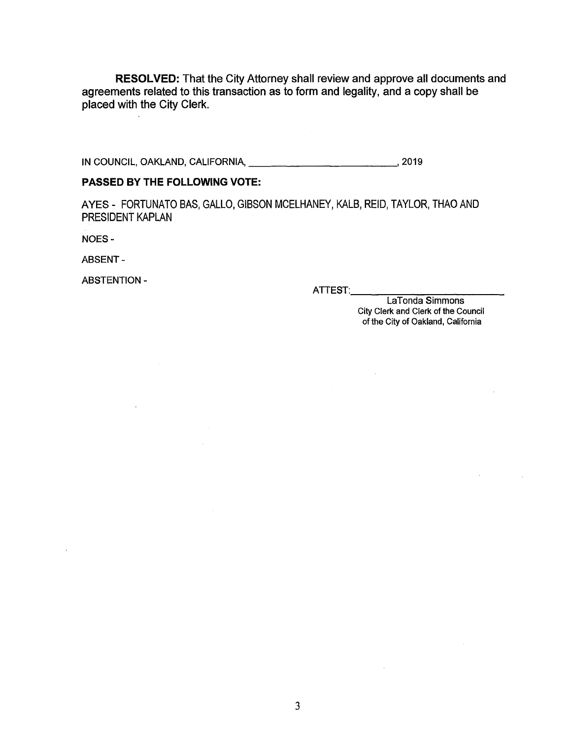**RESOLVED:** That the City Attorney shall review and approve all documents and agreements related to this transaction as to form and legality, and a copy shall be placed with the City Clerk.

IN COUNCIL, OAKLAND, CALIFORNIA, ____________________________, 2019

**PASSED BY THE FOLLOWING VOTE:**

AYES - FORTUNATO BAS, GALLO, GIBSON MCELHANEY, KALB, REID, TAYLOR, THAO AND PRESIDENT KAPLAN

NOES -

ABSENT -

ABSTENTION -

ATTEST: ____________________________

LaTonda Simmons
City Clerk and Clerk of the Council
of the City of Oakland, California